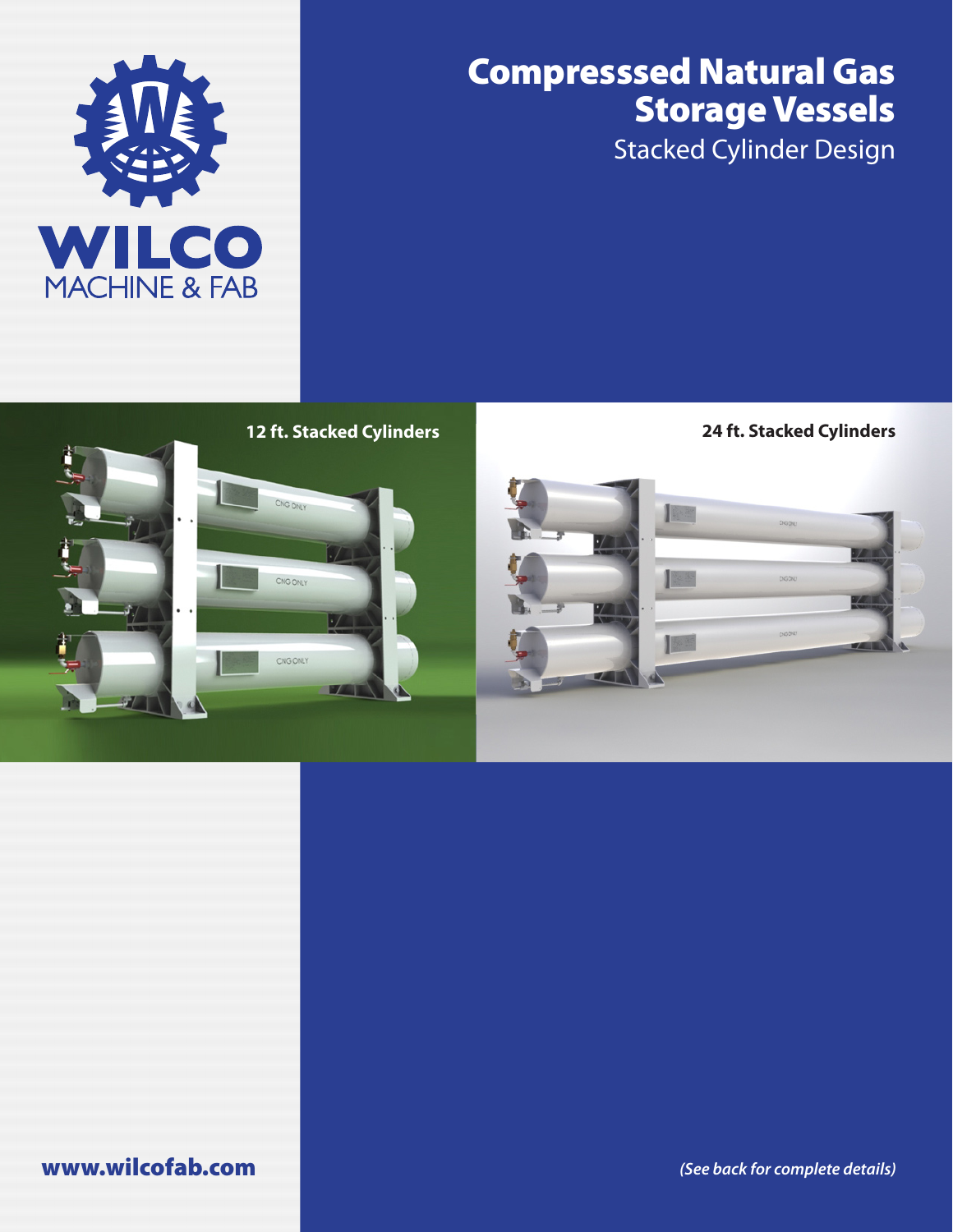WILCO
MACHINE & FAB

# Compresssed Natural Gas Storage Vessels

## Stacked Cylinder Design

12 ft. Stacked Cylinders

24 ft. Stacked Cylinders

**www.wilcofab.com**

***(See back for complete details)***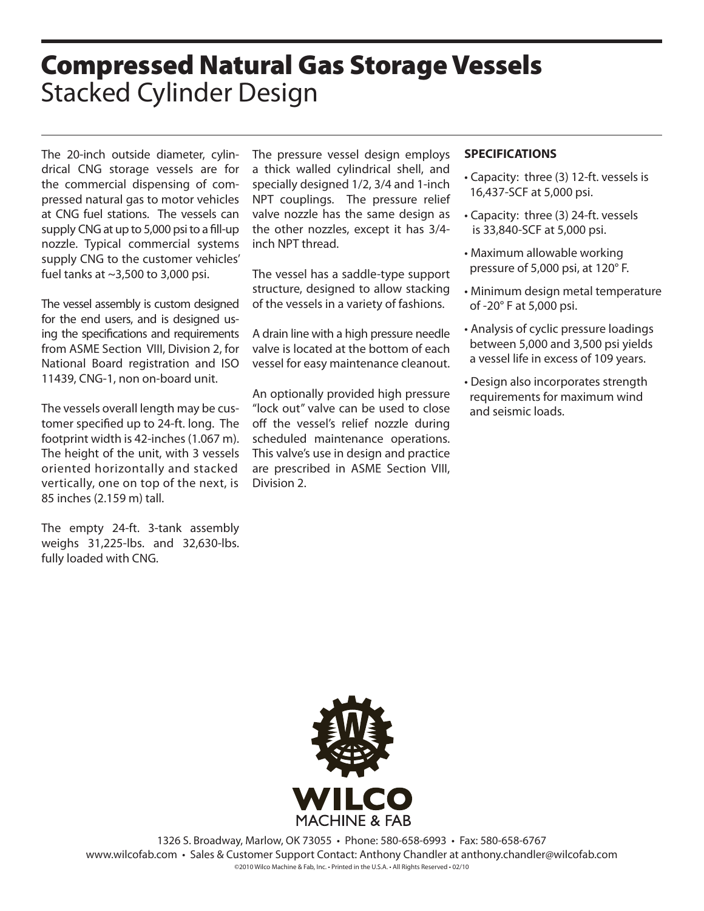# Compressed Natural Gas Storage Vessels

## Stacked Cylinder Design

The 20-inch outside diameter, cylindrical CNG storage vessels are for the commercial dispensing of compressed natural gas to motor vehicles at CNG fuel stations. The vessels can supply CNG at up to 5,000 psi to a fill-up nozzle. Typical commercial systems supply CNG to the customer vehicles' fuel tanks at ~3,500 to 3,000 psi.

The vessel assembly is custom designed for the end users, and is designed using the specifications and requirements from ASME Section VIII, Division 2, for National Board registration and ISO 11439, CNG-1, non on-board unit.

The vessels overall length may be customer specified up to 24-ft. long. The footprint width is 42-inches (1.067 m). The height of the unit, with 3 vessels oriented horizontally and stacked vertically, one on top of the next, is 85 inches (2.159 m) tall.

The empty 24-ft. 3-tank assembly weighs 31,225-lbs. and 32,630-lbs. fully loaded with CNG.

The pressure vessel design employs a thick walled cylindrical shell, and specially designed 1/2, 3/4 and 1-inch NPT couplings. The pressure relief valve nozzle has the same design as the other nozzles, except it has 3/4-inch NPT thread.

The vessel has a saddle-type support structure, designed to allow stacking of the vessels in a variety of fashions.

A drain line with a high pressure needle valve is located at the bottom of each vessel for easy maintenance cleanout.

An optionally provided high pressure "lock out" valve can be used to close off the vessel's relief nozzle during scheduled maintenance operations. This valve's use in design and practice are prescribed in ASME Section VIII, Division 2.

### SPECIFICATIONS

- Capacity: three (3) 12-ft. vessels is 16,437-SCF at 5,000 psi.
- Capacity: three (3) 24-ft. vessels is 33,840-SCF at 5,000 psi.
- Maximum allowable working pressure of 5,000 psi, at 120° F.
- Minimum design metal temperature of -20° F at 5,000 psi.
- Analysis of cyclic pressure loadings between 5,000 and 3,500 psi yields a vessel life in excess of 109 years.
- Design also incorporates strength requirements for maximum wind and seismic loads.

WILCO
MACHINE & FAB

1326 S. Broadway, Marlow, OK 73055 • Phone: 580-658-6993 • Fax: 580-658-6767
www.wilcofab.com • Sales & Customer Support Contact: Anthony Chandler at anthony.chandler@wilcofab.com
©2010 Wilco Machine & Fab, Inc. • Printed in the U.S.A. • All Rights Reserved • 02/10